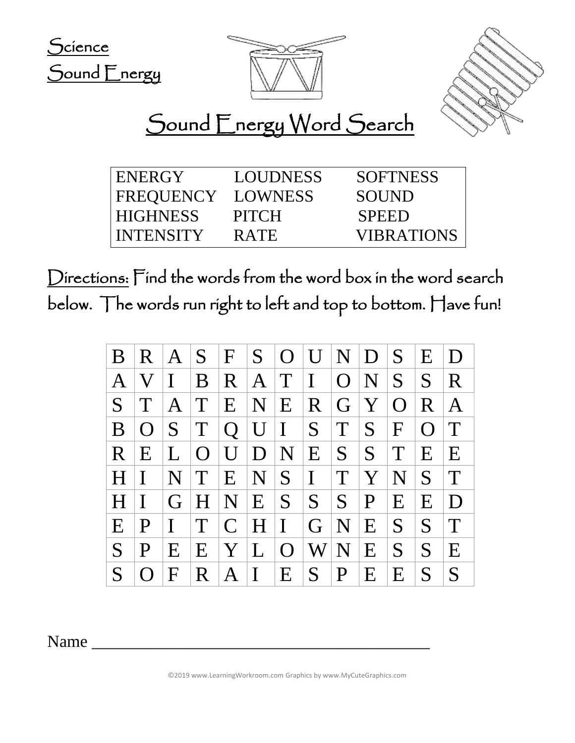Science

Sound Energy

# Sound Energy Word Search

| | | |
|---|---|---|
| ENERGY | LOUDNESS | SOFTNESS |
| FREQUENCY | LOWNESS | SOUND |
| HIGHNESS | PITCH | SPEED |
| INTENSITY | RATE | VIBRATIONS |

Directions: Find the words from the word box in the word search below. The words run right to left and top to bottom. Have fun!

| | | | | | | | | | | | | |
|---|---|---|---|---|---|---|---|---|---|---|---|---|
| B | R | A | S | F | S | O | U | N | D | S | E | D |
| A | V | I | B | R | A | T | I | O | N | S | S | R |
| S | T | A | T | E | N | E | R | G | Y | O | R | A |
| B | O | S | T | Q | U | I | S | T | S | F | O | T |
| R | E | L | O | U | D | N | E | S | S | T | E | E |
| H | I | N | T | E | N | S | I | T | Y | N | S | T |
| H | I | G | H | N | E | S | S | S | P | E | E | D |
| E | P | I | T | C | H | I | G | N | E | S | S | T |
| S | P | E | E | Y | L | O | W | N | E | S | S | E |
| S | O | F | R | A | I | E | S | P | E | E | S | S |

Name ___________________________________________

©2019 www.LearningWorkroom.com Graphics by www.MyCuteGraphics.com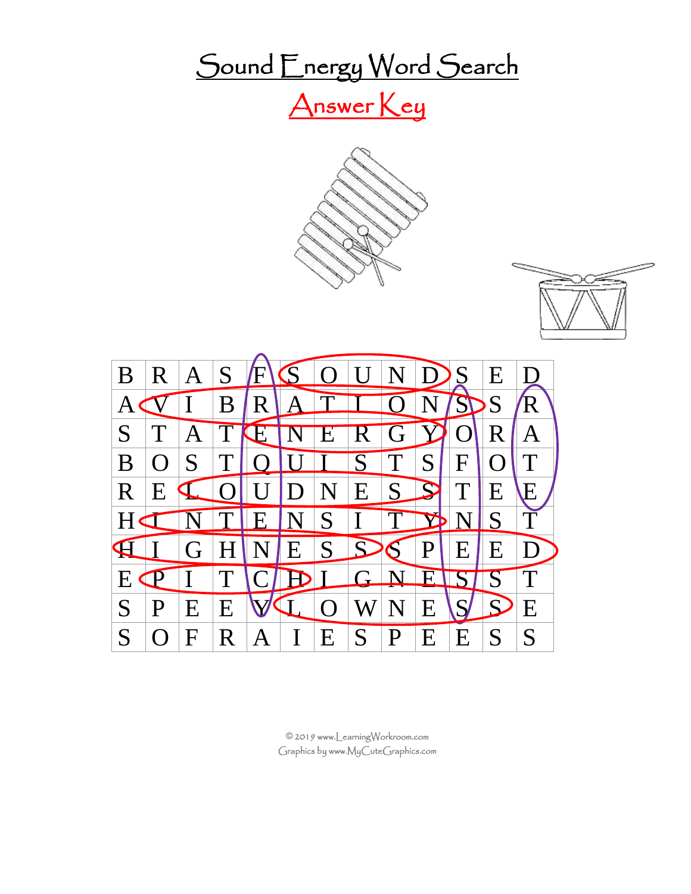# Sound Energy Word Search

## Answer Key

| | | | | | | | | | | | | |
|---|---|---|---|---|---|---|---|---|---|---|---|---|
| B | R | A | S | F | S | O | U | N | D | S | E | D |
| A | V | I | B | R | A | T | I | O | N | S | S | R |
| S | T | A | T | E | N | E | R | G | Y | O | R | A |
| B | O | S | T | Q | U | I | S | T | S | F | O | T |
| R | E | L | O | U | D | N | E | S | S | T | E | E |
| H | I | N | T | E | N | S | I | T | Y | N | S | T |
| H | I | G | H | N | E | S | S | S | P | E | E | D |
| E | P | I | T | C | H | I | G | N | E | S | S | T |
| S | P | E | E | Y | L | O | W | N | E | S | S | E |
| S | O | F | R | A | I | E | S | P | E | E | S | S |

© 2019 www.LearningWorkroom.com
Graphics by www.MyCuteGraphics.com